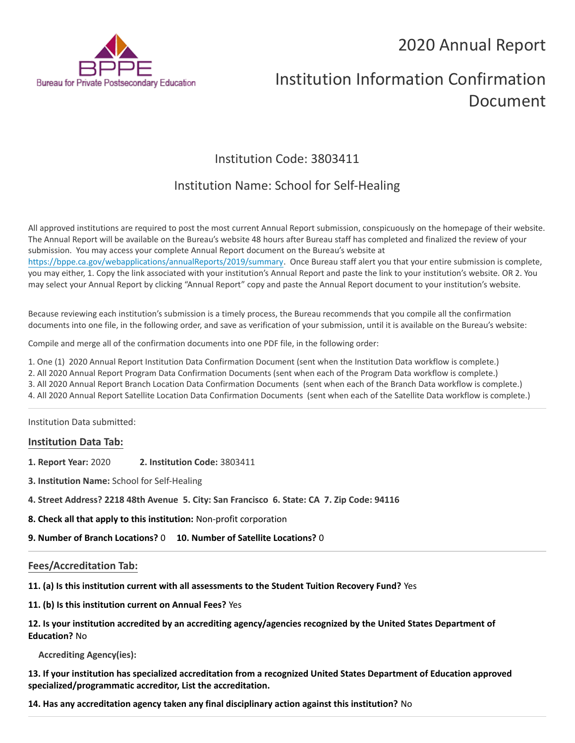BPPE
Bureau for Private Postsecondary Education

# 2020 Annual Report

# Institution Information Confirmation Document

## Institution Code: 3803411

## Institution Name: School for Self-Healing

All approved institutions are required to post the most current Annual Report submission, conspicuously on the homepage of their website. The Annual Report will be available on the Bureau's website 48 hours after Bureau staff has completed and finalized the review of your submission. You may access your complete Annual Report document on the Bureau's website at https://bppe.ca.gov/webapplications/annualReports/2019/summary. Once Bureau staff alert you that your entire submission is complete, you may either, 1. Copy the link associated with your institution's Annual Report and paste the link to your institution's website. OR 2. You may select your Annual Report by clicking "Annual Report" copy and paste the Annual Report document to your institution's website.

Because reviewing each institution's submission is a timely process, the Bureau recommends that you compile all the confirmation documents into one file, in the following order, and save as verification of your submission, until it is available on the Bureau's website:

Compile and merge all of the confirmation documents into one PDF file, in the following order:

1. One (1) 2020 Annual Report Institution Data Confirmation Document (sent when the Institution Data workflow is complete.)
2. All 2020 Annual Report Program Data Confirmation Documents (sent when each of the Program Data workflow is complete.)
3. All 2020 Annual Report Branch Location Data Confirmation Documents (sent when each of the Branch Data workflow is complete.)
4. All 2020 Annual Report Satellite Location Data Confirmation Documents (sent when each of the Satellite Data workflow is complete.)

---

Institution Data submitted:

### Institution Data Tab:

**1. Report Year:** 2020 **2. Institution Code:** 3803411

**3. Institution Name:** School for Self-Healing

**4. Street Address? 2218 48th Avenue 5. City: San Francisco 6. State: CA 7. Zip Code: 94116**

**8. Check all that apply to this institution:** Non-profit corporation

**9. Number of Branch Locations?** 0 **10. Number of Satellite Locations?** 0

---

### Fees/Accreditation Tab:

**11. (a) Is this institution current with all assessments to the Student Tuition Recovery Fund?** Yes

**11. (b) Is this institution current on Annual Fees?** Yes

**12. Is your institution accredited by an accrediting agency/agencies recognized by the United States Department of Education?** No

**Accrediting Agency(ies):**

**13. If your institution has specialized accreditation from a recognized United States Department of Education approved specialized/programmatic accreditor, List the accreditation.**

**14. Has any accreditation agency taken any final disciplinary action against this institution?** No

---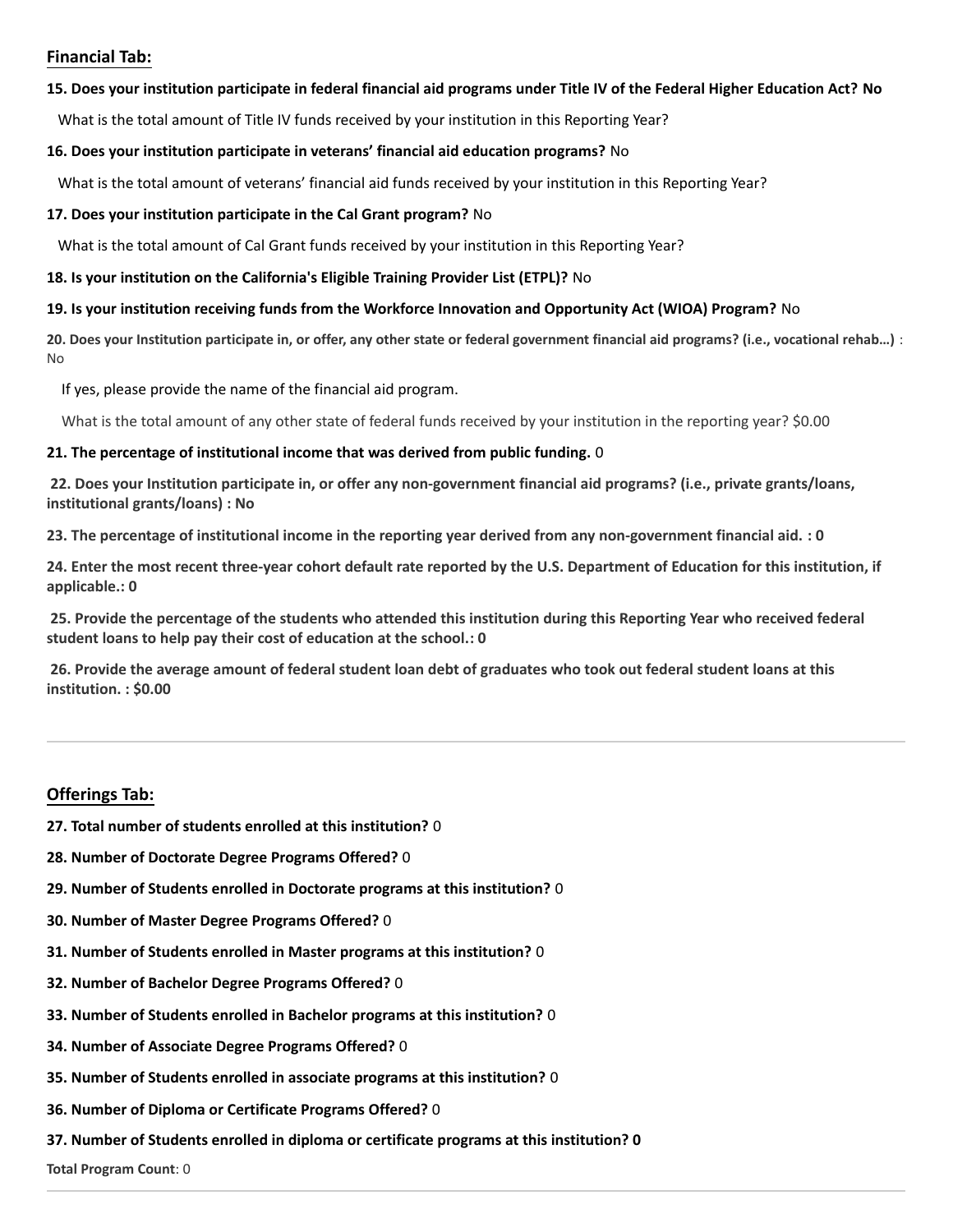## Financial Tab:

**15. Does your institution participate in federal financial aid programs under Title IV of the Federal Higher Education Act? No**

What is the total amount of Title IV funds received by your institution in this Reporting Year?

**16. Does your institution participate in veterans' financial aid education programs?** No

What is the total amount of veterans' financial aid funds received by your institution in this Reporting Year?

**17. Does your institution participate in the Cal Grant program?** No

What is the total amount of Cal Grant funds received by your institution in this Reporting Year?

**18. Is your institution on the California's Eligible Training Provider List (ETPL)?** No

**19. Is your institution receiving funds from the Workforce Innovation and Opportunity Act (WIOA) Program?** No

**20. Does your Institution participate in, or offer, any other state or federal government financial aid programs? (i.e., vocational rehab…)** : No

If yes, please provide the name of the financial aid program.

What is the total amount of any other state of federal funds received by your institution in the reporting year? $0.00

**21. The percentage of institutional income that was derived from public funding.** 0

**22. Does your Institution participate in, or offer any non-government financial aid programs? (i.e., private grants/loans, institutional grants/loans) : No**

**23. The percentage of institutional income in the reporting year derived from any non-government financial aid. : 0**

**24. Enter the most recent three-year cohort default rate reported by the U.S. Department of Education for this institution, if applicable.: 0**

**25. Provide the percentage of the students who attended this institution during this Reporting Year who received federal student loans to help pay their cost of education at the school.: 0**

**26. Provide the average amount of federal student loan debt of graduates who took out federal student loans at this institution. : $0.00**

---

## Offerings Tab:

**27. Total number of students enrolled at this institution?** 0

**28. Number of Doctorate Degree Programs Offered?** 0

**29. Number of Students enrolled in Doctorate programs at this institution?** 0

**30. Number of Master Degree Programs Offered?** 0

**31. Number of Students enrolled in Master programs at this institution?** 0

**32. Number of Bachelor Degree Programs Offered?** 0

**33. Number of Students enrolled in Bachelor programs at this institution?** 0

**34. Number of Associate Degree Programs Offered?** 0

**35. Number of Students enrolled in associate programs at this institution?** 0

**36. Number of Diploma or Certificate Programs Offered?** 0

**37. Number of Students enrolled in diploma or certificate programs at this institution? 0**

**Total Program Count**: 0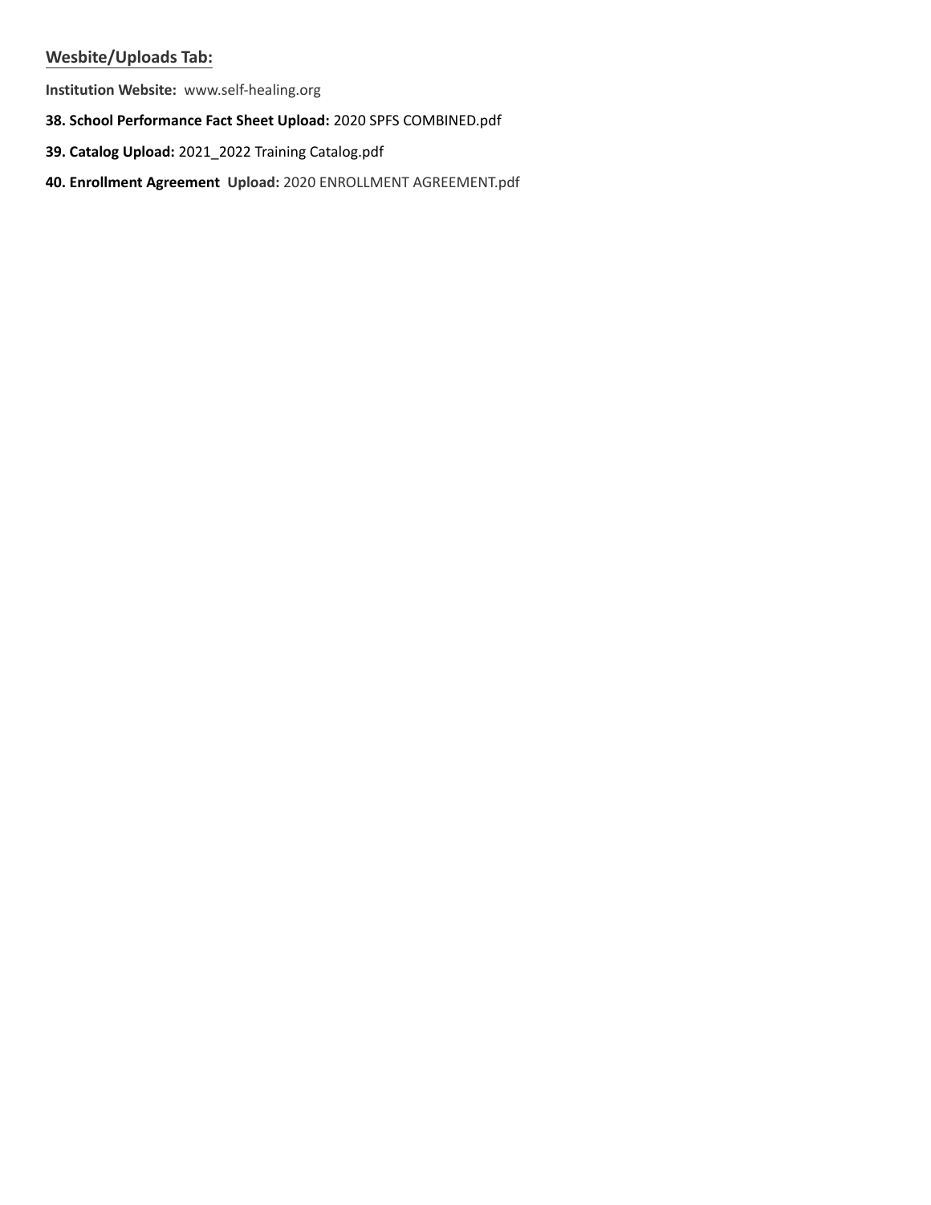## Wesbite/Uploads Tab:

**Institution Website:** www.self-healing.org

**38. School Performance Fact Sheet Upload:** 2020 SPFS COMBINED.pdf

**39. Catalog Upload:** 2021_2022 Training Catalog.pdf

**40. Enrollment Agreement Upload:** 2020 ENROLLMENT AGREEMENT.pdf